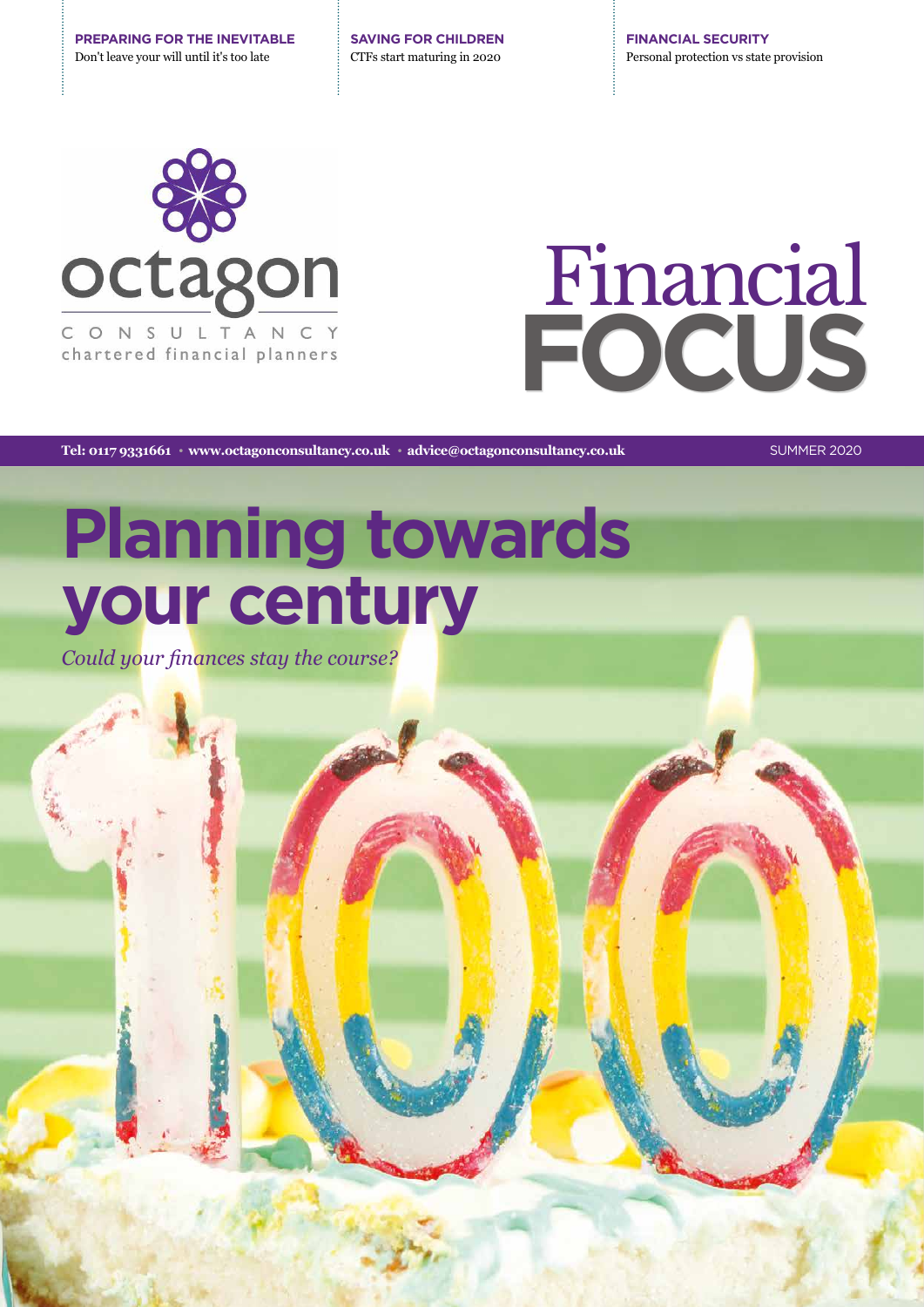**PREPARING FOR THE INEVITABLE**
Don't leave your will until it's too late

**SAVING FOR CHILDREN**
CTFs start maturing in 2020

**FINANCIAL SECURITY**
Personal protection vs state provision

octagon
CONSULTANCY
chartered financial planners

# Financial FOCUS

**Tel: 0117 9331661 • www.octagonconsultancy.co.uk • advice@octagonconsultancy.co.uk**

SUMMER 2020

# Planning towards your century

*Could your finances stay the course?*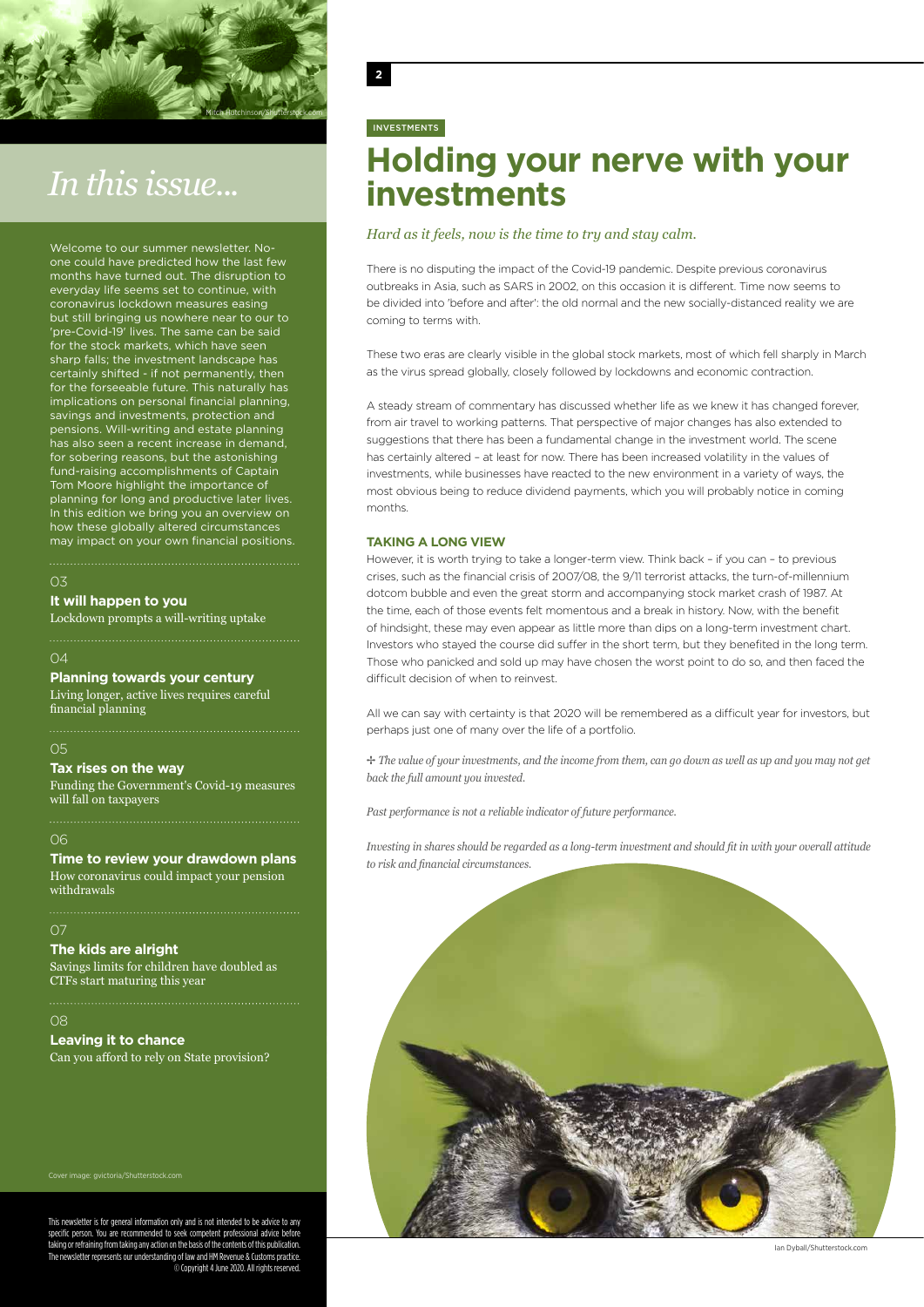# In this issue...

Welcome to our summer newsletter. No-one could have predicted how the last few months have turned out. The disruption to everyday life seems set to continue, with coronavirus lockdown measures easing but still bringing us nowhere near to our to 'pre-Covid-19' lives. The same can be said for the stock markets, which have seen sharp falls; the investment landscape has certainly shifted - if not permanently, then for the forseeable future. This naturally has implications on personal financial planning, savings and investments, protection and pensions. Will-writing and estate planning has also seen a recent increase in demand, for sobering reasons, but the astonishing fund-raising accomplishments of Captain Tom Moore highlight the importance of planning for long and productive later lives. In this edition we bring you an overview on how these globally altered circumstances may impact on your own financial positions.

03

**It will happen to you**
Lockdown prompts a will-writing uptake

04

**Planning towards your century**
Living longer, active lives requires careful financial planning

05

**Tax rises on the way**
Funding the Government's Covid-19 measures will fall on taxpayers

06

**Time to review your drawdown plans**
How coronavirus could impact your pension withdrawals

07

**The kids are alright**
Savings limits for children have doubled as CTFs start maturing this year

08

**Leaving it to chance**
Can you afford to rely on State provision?

Cover image: gvictoria/Shutterstock.com

This newsletter is for general information only and is not intended to be advice to any specific person. You are recommended to seek competent professional advice before taking or refraining from taking any action on the basis of the contents of this publication. The newsletter represents our understanding of law and HM Revenue & Customs practice. © Copyright 4 June 2020. All rights reserved.

INVESTMENTS

# Holding your nerve with your investments

*Hard as it feels, now is the time to try and stay calm.*

There is no disputing the impact of the Covid-19 pandemic. Despite previous coronavirus outbreaks in Asia, such as SARS in 2002, on this occasion it is different. Time now seems to be divided into 'before and after': the old normal and the new socially-distanced reality we are coming to terms with.

These two eras are clearly visible in the global stock markets, most of which fell sharply in March as the virus spread globally, closely followed by lockdowns and economic contraction.

A steady stream of commentary has discussed whether life as we knew it has changed forever, from air travel to working patterns. That perspective of major changes has also extended to suggestions that there has been a fundamental change in the investment world. The scene has certainly altered – at least for now. There has been increased volatility in the values of investments, while businesses have reacted to the new environment in a variety of ways, the most obvious being to reduce dividend payments, which you will probably notice in coming months.

## TAKING A LONG VIEW

However, it is worth trying to take a longer-term view. Think back – if you can – to previous crises, such as the financial crisis of 2007/08, the 9/11 terrorist attacks, the turn-of-millennium dotcom bubble and even the great storm and accompanying stock market crash of 1987. At the time, each of those events felt momentous and a break in history. Now, with the benefit of hindsight, these may even appear as little more than dips on a long-term investment chart. Investors who stayed the course did suffer in the short term, but they benefited in the long term. Those who panicked and sold up may have chosen the worst point to do so, and then faced the difficult decision of when to reinvest.

All we can say with certainty is that 2020 will be remembered as a difficult year for investors, but perhaps just one of many over the life of a portfolio.

*The value of your investments, and the income from them, can go down as well as up and you may not get back the full amount you invested.*

*Past performance is not a reliable indicator of future performance.*

*Investing in shares should be regarded as a long-term investment and should fit in with your overall attitude to risk and financial circumstances.*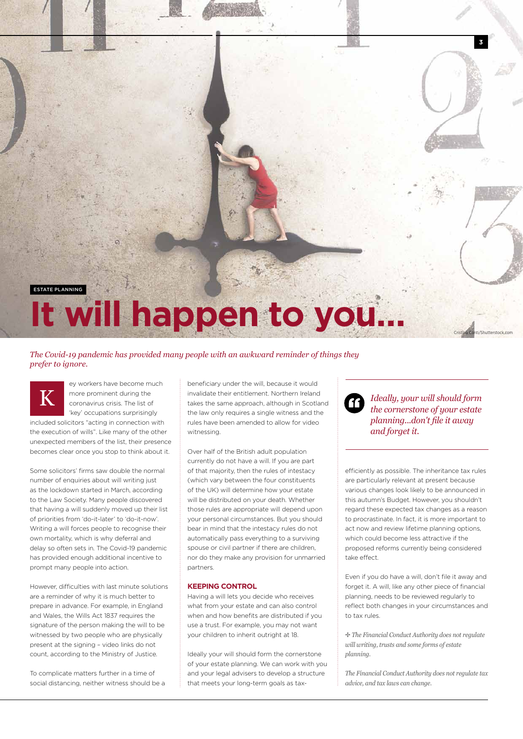ESTATE PLANNING

# It will happen to you...

Cristina Conti/Shutterstock.com

*The Covid-19 pandemic has provided many people with an awkward reminder of things they prefer to ignore.*

Key workers have become much more prominent during the coronavirus crisis. The list of 'key' occupations surprisingly included solicitors "acting in connection with the execution of wills". Like many of the other unexpected members of the list, their presence becomes clear once you stop to think about it.

Some solicitors' firms saw double the normal number of enquiries about will writing just as the lockdown started in March, according to the Law Society. Many people discovered that having a will suddenly moved up their list of priorities from 'do-it-later' to 'do-it-now'. Writing a will forces people to recognise their own mortality, which is why deferral and delay so often sets in. The Covid-19 pandemic has provided enough additional incentive to prompt many people into action.

However, difficulties with last minute solutions are a reminder of why it is much better to prepare in advance. For example, in England and Wales, the Wills Act 1837 requires the signature of the person making the will to be witnessed by two people who are physically present at the signing – video links do not count, according to the Ministry of Justice.

To complicate matters further in a time of social distancing, neither witness should be a beneficiary under the will, because it would invalidate their entitlement. Northern Ireland takes the same approach, although in Scotland the law only requires a single witness and the rules have been amended to allow for video witnessing.

Over half of the British adult population currently do not have a will. If you are part of that majority, then the rules of intestacy (which vary between the four constituents of the UK) will determine how your estate will be distributed on your death. Whether those rules are appropriate will depend upon your personal circumstances. But you should bear in mind that the intestacy rules do not automatically pass everything to a surviving spouse or civil partner if there are children, nor do they make any provision for unmarried partners.

### KEEPING CONTROL

Having a will lets you decide who receives what from your estate and can also control when and how benefits are distributed if you use a trust. For example, you may not want your children to inherit outright at 18.

Ideally your will should form the cornerstone of your estate planning. We can work with you and your legal advisers to develop a structure that meets your long-term goals as tax-efficiently as possible. The inheritance tax rules are particularly relevant at present because various changes look likely to be announced in this autumn's Budget. However, you shouldn't regard these expected tax changes as a reason to procrastinate. In fact, it is more important to act now and review lifetime planning options, which could become less attractive if the proposed reforms currently being considered take effect.

> *Ideally, your will should form the cornerstone of your estate planning...don't file it away and forget it.*

Even if you do have a will, don't file it away and forget it. A will, like any other piece of financial planning, needs to be reviewed regularly to reflect both changes in your circumstances and to tax rules.

✣ *The Financial Conduct Authority does not regulate will writing, trusts and some forms of estate planning.*

*The Financial Conduct Authority does not regulate tax advice, and tax laws can change.*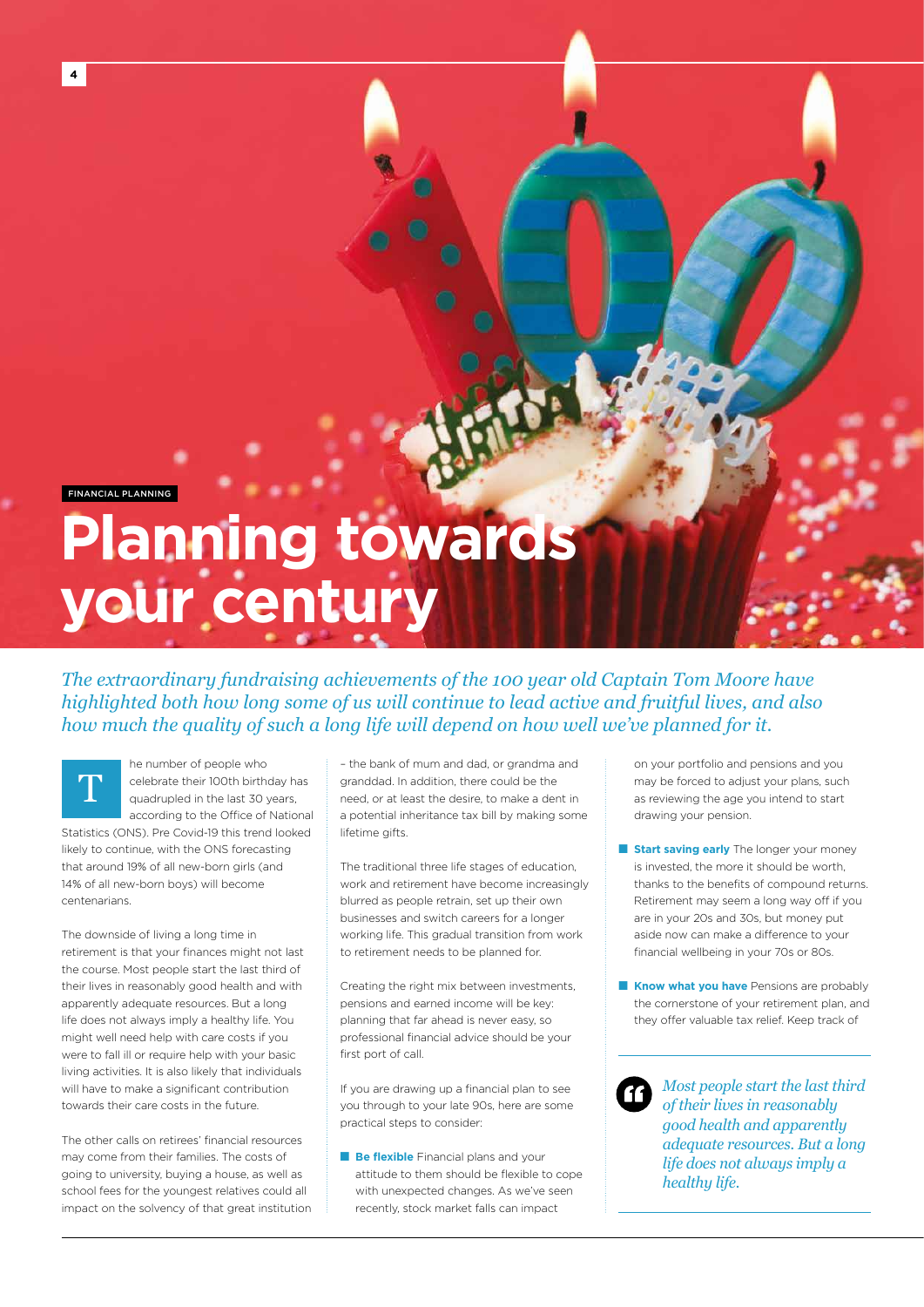FINANCIAL PLANNING

# Planning towards your century

*The extraordinary fundraising achievements of the 100 year old Captain Tom Moore have highlighted both how long some of us will continue to lead active and fruitful lives, and also how much the quality of such a long life will depend on how well we've planned for it.*

The number of people who celebrate their 100th birthday has quadrupled in the last 30 years, according to the Office of National Statistics (ONS). Pre Covid-19 this trend looked likely to continue, with the ONS forecasting that around 19% of all new-born girls (and 14% of all new-born boys) will become centenarians.

The downside of living a long time in retirement is that your finances might not last the course. Most people start the last third of their lives in reasonably good health and with apparently adequate resources. But a long life does not always imply a healthy life. You might well need help with care costs if you were to fall ill or require help with your basic living activities. It is also likely that individuals will have to make a significant contribution towards their care costs in the future.

The other calls on retirees' financial resources may come from their families. The costs of going to university, buying a house, as well as school fees for the youngest relatives could all impact on the solvency of that great institution – the bank of mum and dad, or grandma and granddad. In addition, there could be the need, or at least the desire, to make a dent in a potential inheritance tax bill by making some lifetime gifts.

The traditional three life stages of education, work and retirement have become increasingly blurred as people retrain, set up their own businesses and switch careers for a longer working life. This gradual transition from work to retirement needs to be planned for.

Creating the right mix between investments, pensions and earned income will be key: planning that far ahead is never easy, so professional financial advice should be your first port of call.

If you are drawing up a financial plan to see you through to your late 90s, here are some practical steps to consider:

- **Be flexible** Financial plans and your attitude to them should be flexible to cope with unexpected changes. As we've seen recently, stock market falls can impact on your portfolio and pensions and you may be forced to adjust your plans, such as reviewing the age you intend to start drawing your pension.
- **Start saving early** The longer your money is invested, the more it should be worth, thanks to the benefits of compound returns. Retirement may seem a long way off if you are in your 20s and 30s, but money put aside now can make a difference to your financial wellbeing in your 70s or 80s.
- **Know what you have** Pensions are probably the cornerstone of your retirement plan, and they offer valuable tax relief. Keep track of

> *Most people start the last third of their lives in reasonably good health and apparently adequate resources. But a long life does not always imply a healthy life.*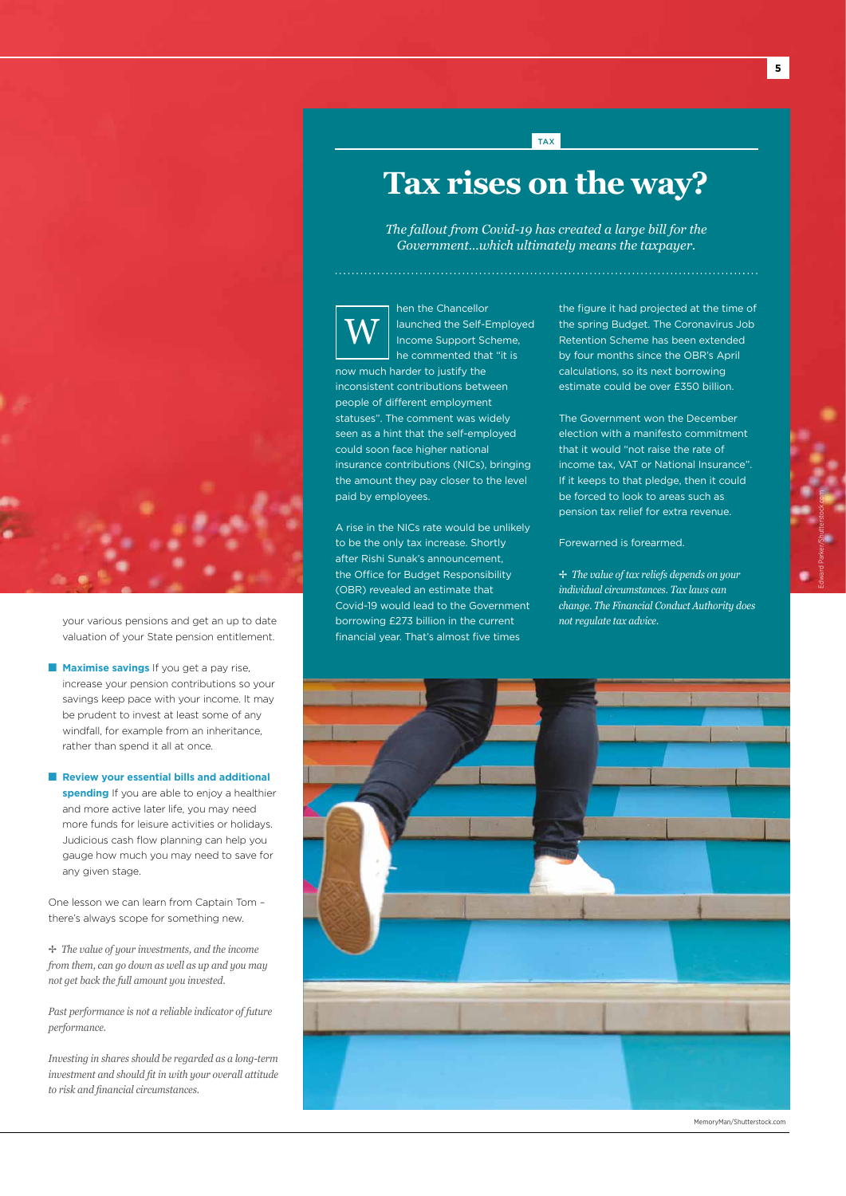your various pensions and get an up to date valuation of your State pension entitlement.

- **Maximise savings** If you get a pay rise, increase your pension contributions so your savings keep pace with your income. It may be prudent to invest at least some of any windfall, for example from an inheritance, rather than spend it all at once.

- **Review your essential bills and additional spending** If you are able to enjoy a healthier and more active later life, you may need more funds for leisure activities or holidays. Judicious cash flow planning can help you gauge how much you may need to save for any given stage.

One lesson we can learn from Captain Tom – there's always scope for something new.

✢ *The value of your investments, and the income from them, can go down as well as up and you may not get back the full amount you invested.*

*Past performance is not a reliable indicator of future performance.*

*Investing in shares should be regarded as a long-term investment and should fit in with your overall attitude to risk and financial circumstances.*

TAX

# Tax rises on the way?

*The fallout from Covid-19 has created a large bill for the Government...which ultimately means the taxpayer.*

When the Chancellor launched the Self-Employed Income Support Scheme, he commented that "it is now much harder to justify the inconsistent contributions between people of different employment statuses". The comment was widely seen as a hint that the self-employed could soon face higher national insurance contributions (NICs), bringing the amount they pay closer to the level paid by employees.

A rise in the NICs rate would be unlikely to be the only tax increase. Shortly after Rishi Sunak's announcement, the Office for Budget Responsibility (OBR) revealed an estimate that Covid-19 would lead to the Government borrowing £273 billion in the current financial year. That's almost five times the figure it had projected at the time of the spring Budget. The Coronavirus Job Retention Scheme has been extended by four months since the OBR's April calculations, so its next borrowing estimate could be over £350 billion.

The Government won the December election with a manifesto commitment that it would "not raise the rate of income tax, VAT or National Insurance". If it keeps to that pledge, then it could be forced to look to areas such as pension tax relief for extra revenue.

Forewarned is forearmed.

✢ *The value of tax reliefs depends on your individual circumstances. Tax laws can change. The Financial Conduct Authority does not regulate tax advice.*

Edward Parker/Shutterstock.com

MemoryMan/Shutterstock.com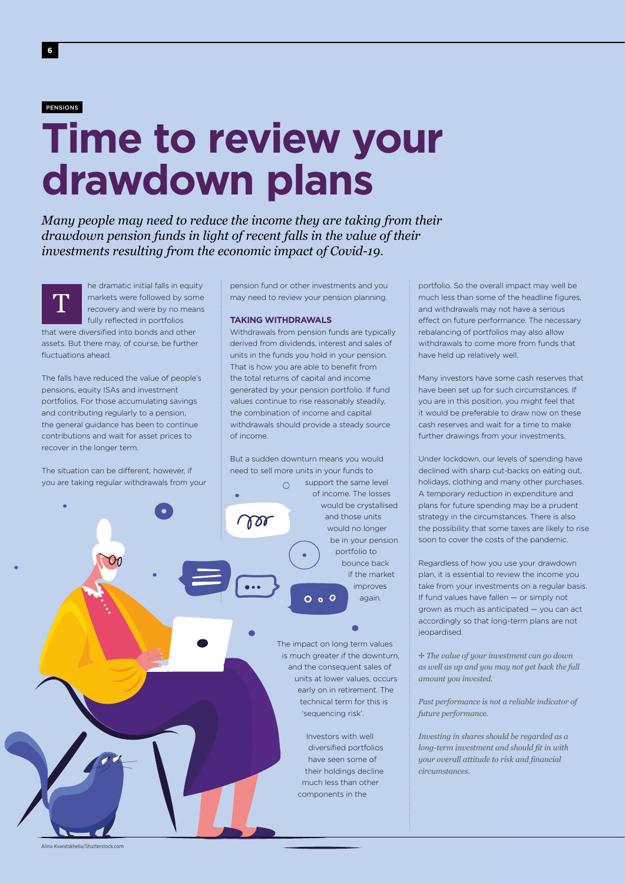PENSIONS

# Time to review your drawdown plans

*Many people may need to reduce the income they are taking from their drawdown pension funds in light of recent falls in the value of their investments resulting from the economic impact of Covid-19.*

The dramatic initial falls in equity markets were followed by some recovery and were by no means fully reflected in portfolios that were diversified into bonds and other assets. But there may, of course, be further fluctuations ahead.

The falls have reduced the value of people's pensions, equity ISAs and investment portfolios. For those accumulating savings and contributing regularly to a pension, the general guidance has been to continue contributions and wait for asset prices to recover in the longer term.

The situation can be different, however, if you are taking regular withdrawals from your pension fund or other investments and you may need to review your pension planning.

### TAKING WITHDRAWALS

Withdrawals from pension funds are typically derived from dividends, interest and sales of units in the funds you hold in your pension. That is how you are able to benefit from the total returns of capital and income generated by your pension portfolio. If fund values continue to rise reasonably steadily, the combination of income and capital withdrawals should provide a steady source of income.

But a sudden downturn means you would need to sell more units in your funds to support the same level of income. The losses would be crystallised and those units would no longer be in your pension portfolio to bounce back if the market improves again.

The impact on long term values is much greater if the downturn, and the consequent sales of units at lower values, occurs early on in retirement. The technical term for this is 'sequencing risk'.

Investors with well diversified portfolios have seen some of their holdings decline much less than other components in the portfolio. So the overall impact may well be much less than some of the headline figures, and withdrawals may not have a serious effect on future performance. The necessary rebalancing of portfolios may also allow withdrawals to come more from funds that have held up relatively well.

Many investors have some cash reserves that have been set up for such circumstances. If you are in this position, you might feel that it would be preferable to draw now on these cash reserves and wait for a time to make further drawings from your investments.

Under lockdown, our levels of spending have declined with sharp cut-backs on eating out, holidays, clothing and many other purchases. A temporary reduction in expenditure and plans for future spending may be a prudent strategy in the circumstances. There is also the possibility that some taxes are likely to rise soon to cover the costs of the pandemic.

Regardless of how you use your drawdown plan, it is essential to review the income you take from your investments on a regular basis. If fund values have fallen — or simply not grown as much as anticipated — you can act accordingly so that long-term plans are not jeopardised.

*The value of your investment can go down as well as up and you may not get back the full amount you invested.*

*Past performance is not a reliable indicator of future performance.*

*Investing in shares should be regarded as a long-term investment and should fit in with your overall attitude to risk and financial circumstances.*

Alina Kvaratskhelia/Shutterstock.com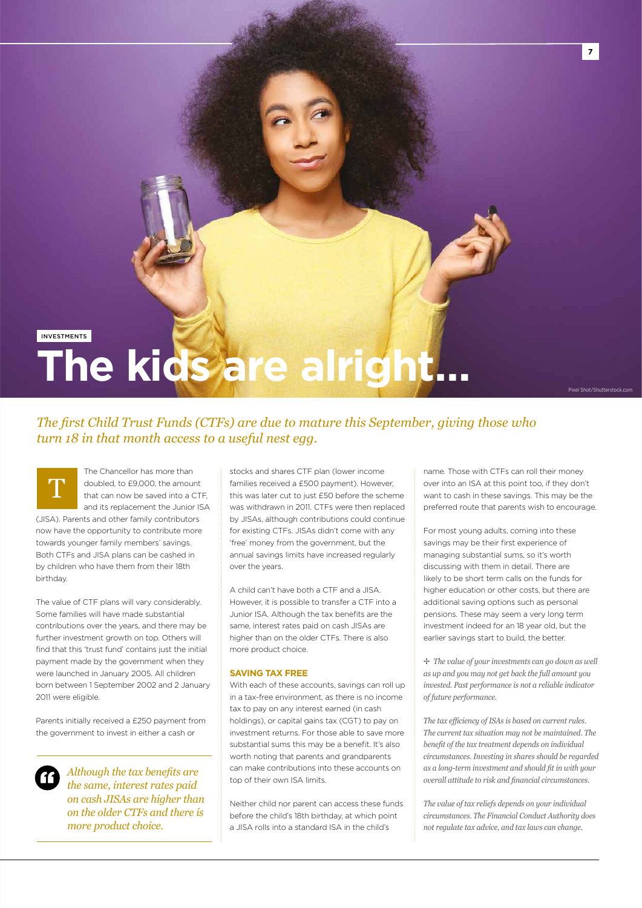INVESTMENTS

# The kids are alright...

*The first Child Trust Funds (CTFs) are due to mature this September, giving those who turn 18 in that month access to a useful nest egg.*

The Chancellor has more than doubled, to £9,000, the amount that can now be saved into a CTF, and its replacement the Junior ISA (JISA). Parents and other family contributors now have the opportunity to contribute more towards younger family members' savings. Both CTFs and JISA plans can be cashed in by children who have them from their 18th birthday.

The value of CTF plans will vary considerably. Some families will have made substantial contributions over the years, and there may be further investment growth on top. Others will find that this 'trust fund' contains just the initial payment made by the government when they were launched in January 2005. All children born between 1 September 2002 and 2 January 2011 were eligible.

Parents initially received a £250 payment from the government to invest in either a cash or stocks and shares CTF plan (lower income families received a £500 payment). However, this was later cut to just £50 before the scheme was withdrawn in 2011. CTFs were then replaced by JISAs, although contributions could continue for existing CTFs. JISAs didn't come with any 'free' money from the government, but the annual savings limits have increased regularly over the years.

A child can't have both a CTF and a JISA. However, it is possible to transfer a CTF into a Junior ISA. Although the tax benefits are the same, interest rates paid on cash JISAs are higher than on the older CTFs. There is also more product choice.

> *Although the tax benefits are the same, interest rates paid on cash JISAs are higher than on the older CTFs and there is more product choice.*

### SAVING TAX FREE

With each of these accounts, savings can roll up in a tax-free environment, as there is no income tax to pay on any interest earned (in cash holdings), or capital gains tax (CGT) to pay on investment returns. For those able to save more substantial sums this may be a benefit. It's also worth noting that parents and grandparents can make contributions into these accounts on top of their own ISA limits.

Neither child nor parent can access these funds before the child's 18th birthday, at which point a JISA rolls into a standard ISA in the child's name. Those with CTFs can roll their money over into an ISA at this point too, if they don't want to cash in these savings. This may be the preferred route that parents wish to encourage.

For most young adults, coming into these savings may be their first experience of managing substantial sums, so it's worth discussing with them in detail. There are likely to be short term calls on the funds for higher education or other costs, but there are additional saving options such as personal pensions. These may seem a very long term investment indeed for an 18 year old, but the earlier savings start to build, the better.

✣ *The value of your investments can go down as well as up and you may not get back the full amount you invested. Past performance is not a reliable indicator of future performance.*

*The tax efficiency of ISAs is based on current rules. The current tax situation may not be maintained. The benefit of the tax treatment depends on individual circumstances. Investing in shares should be regarded as a long-term investment and should fit in with your overall attitude to risk and financial circumstances.*

*The value of tax reliefs depends on your individual circumstances. The Financial Conduct Authority does not regulate tax advice, and tax laws can change.*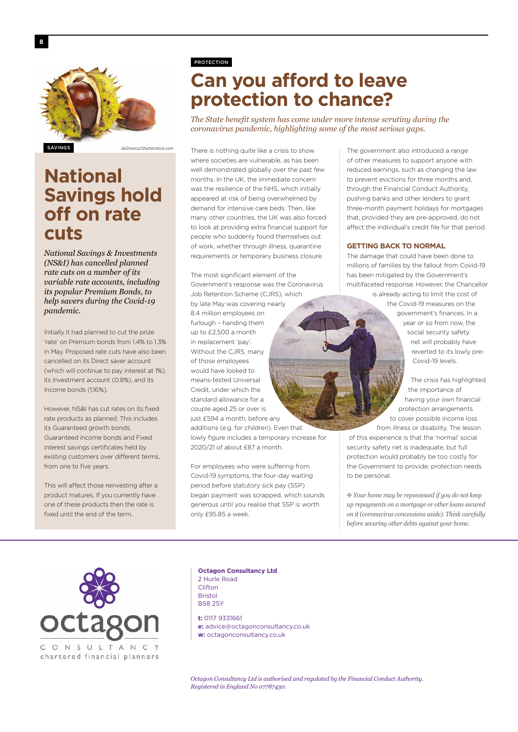SAVINGS

de2marco/Shutterstock.com

# National Savings hold off on rate cuts

*National Savings & Investments (NS&I) has cancelled planned rate cuts on a number of its variable rate accounts, including its popular Premium Bonds, to help savers during the Covid-19 pandemic.*

Initially it had planned to cut the prize 'rate' on Premium bonds from 1.4% to 1.3% in May. Proposed rate cuts have also been cancelled on its Direct saver account (which will continue to pay interest at 1%), its Investment account (0.8%), and its Income bonds (1.16%).

However, NS&I has cut rates on its fixed rate products as planned. This includes its Guaranteed growth bonds, Guaranteed income bonds and Fixed interest savings certificates held by existing customers over different terms, from one to five years.

This will affect those reinvesting after a product matures. If you currently have one of these products then the rate is fixed until the end of the term.

PROTECTION

# Can you afford to leave protection to chance?

*The State benefit system has come under more intense scrutiny during the coronavirus pandemic, highlighting some of the most serious gaps.*

There is nothing quite like a crisis to show where societies are vulnerable, as has been well demonstrated globally over the past few months. In the UK, the immediate concern was the resilience of the NHS, which initially appeared at risk of being overwhelmed by demand for intensive care beds. Then, like many other countries, the UK was also forced to look at providing extra financial support for people who suddenly found themselves out of work, whether through illness, quarantine requirements or temporary business closure.

The most significant element of the Government's response was the Coronavirus Job Retention Scheme (CJRS), which by late May was covering nearly 8.4 million employees on furlough – handing them up to £2,500 a month in replacement 'pay'. Without the CJRS, many of those employees would have looked to means-tested Universal Credit, under which the standard allowance for a couple aged 25 or over is just £594 a month, before any additions (e.g. for children). Even that lowly figure includes a temporary increase for 2020/21 of about £87 a month.

For employees who were suffering from Covid-19 symptoms, the four-day waiting period before statutory sick pay (SSP) began payment was scrapped, which sounds generous until you realise that SSP is worth only £95.85 a week.

The government also introduced a range of other measures to support anyone with reduced earnings, such as changing the law to prevent evictions for three months and, through the Financial Conduct Authority, pushing banks and other lenders to grant three-month payment holidays for mortgages that, provided they are pre-approved, do not affect the individual's credit file for that period.

## GETTING BACK TO NORMAL

The damage that could have been done to millions of families by the fallout from Covid-19 has been mitigated by the Government's multifaceted response. However, the Chancellor is already acting to limit the cost of the Covid-19 measures on the government's finances. In a year or so from now, the social security safety net will probably have reverted to its lowly pre-Covid-19 levels.

The crisis has highlighted the importance of having your own financial protection arrangements to cover possible income loss from illness or disability. The lesson of this experience is that the 'normal' social security safety net is inadequate, but full protection would probably be too costly for the Government to provide: protection needs to be personal.

✢ *Your home may be repossessed if you do not keep up repayments on a mortgage or other loans secured on it (coronavirus concessions aside). Think carefully before securing other debts against your home.*

octagon
CONSULTANCY
chartered financial planners

**Octagon Consultancy Ltd**
2 Hurle Road
Clifton
Bristol
BS8 2SY

**t:** 0117 9331661
**e:** advice@octagonconsultancy.co.uk
**w:** octagonconsultancy.co.uk

*Octagon Consultancy Ltd is authorised and regulated by the Financial Conduct Authority. Registered in England No 07787430.*